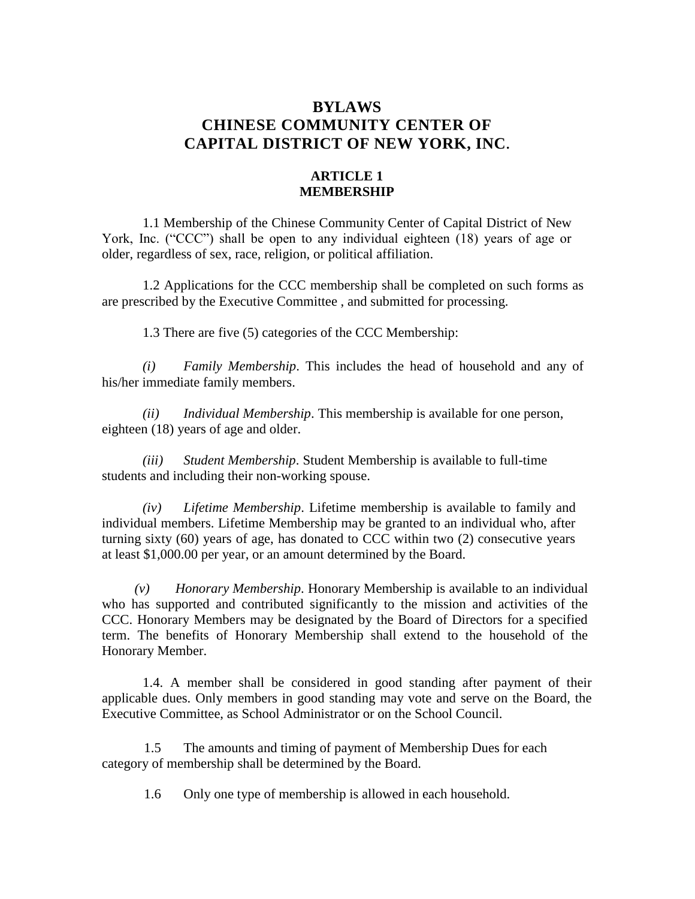# BYLAWS
# CHINESE COMMUNITY CENTER OF CAPITAL DISTRICT OF NEW YORK, INC.

## ARTICLE 1
## MEMBERSHIP

1.1 Membership of the Chinese Community Center of Capital District of New York, Inc. ("CCC") shall be open to any individual eighteen (18) years of age or older, regardless of sex, race, religion, or political affiliation.

1.2 Applications for the CCC membership shall be completed on such forms as are prescribed by the Executive Committee , and submitted for processing.

1.3 There are five (5) categories of the CCC Membership:

*(i)* *Family Membership*. This includes the head of household and any of his/her immediate family members.

*(ii)* *Individual Membership*. This membership is available for one person, eighteen (18) years of age and older.

*(iii)* *Student Membership*. Student Membership is available to full-time students and including their non-working spouse.

*(iv)* *Lifetime Membership*. Lifetime membership is available to family and individual members. Lifetime Membership may be granted to an individual who, after turning sixty (60) years of age, has donated to CCC within two (2) consecutive years at least $1,000.00 per year, or an amount determined by the Board.

*(v)* *Honorary Membership*. Honorary Membership is available to an individual who has supported and contributed significantly to the mission and activities of the CCC. Honorary Members may be designated by the Board of Directors for a specified term. The benefits of Honorary Membership shall extend to the household of the Honorary Member.

1.4. A member shall be considered in good standing after payment of their applicable dues. Only members in good standing may vote and serve on the Board, the Executive Committee, as School Administrator or on the School Council.

1.5 The amounts and timing of payment of Membership Dues for each category of membership shall be determined by the Board.

1.6 Only one type of membership is allowed in each household.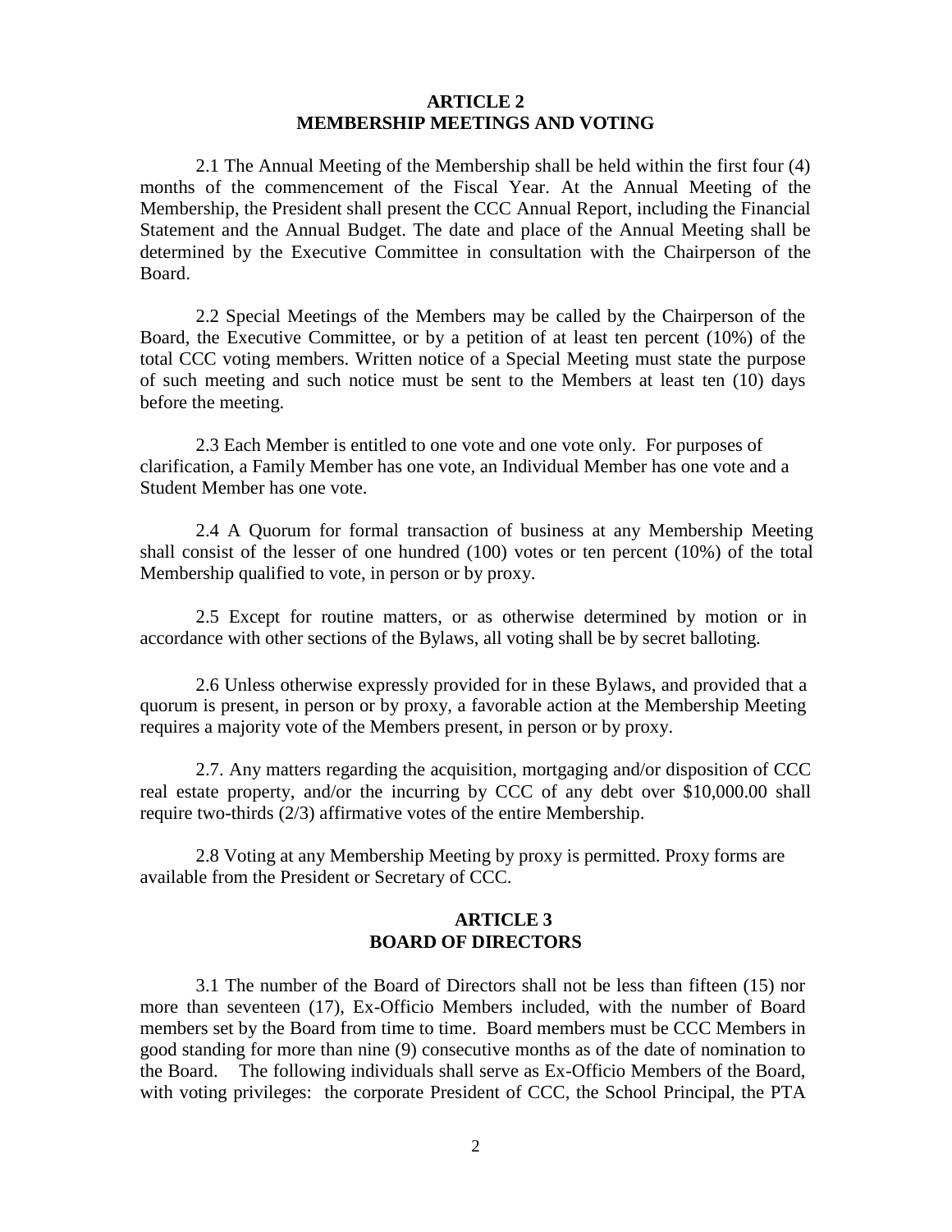## ARTICLE 2
## MEMBERSHIP MEETINGS AND VOTING

2.1 The Annual Meeting of the Membership shall be held within the first four (4) months of the commencement of the Fiscal Year. At the Annual Meeting of the Membership, the President shall present the CCC Annual Report, including the Financial Statement and the Annual Budget. The date and place of the Annual Meeting shall be determined by the Executive Committee in consultation with the Chairperson of the Board.

2.2 Special Meetings of the Members may be called by the Chairperson of the Board, the Executive Committee, or by a petition of at least ten percent (10%) of the total CCC voting members. Written notice of a Special Meeting must state the purpose of such meeting and such notice must be sent to the Members at least ten (10) days before the meeting.

2.3 Each Member is entitled to one vote and one vote only. For purposes of clarification, a Family Member has one vote, an Individual Member has one vote and a Student Member has one vote.

2.4 A Quorum for formal transaction of business at any Membership Meeting shall consist of the lesser of one hundred (100) votes or ten percent (10%) of the total Membership qualified to vote, in person or by proxy.

2.5 Except for routine matters, or as otherwise determined by motion or in accordance with other sections of the Bylaws, all voting shall be by secret balloting.

2.6 Unless otherwise expressly provided for in these Bylaws, and provided that a quorum is present, in person or by proxy, a favorable action at the Membership Meeting requires a majority vote of the Members present, in person or by proxy.

2.7. Any matters regarding the acquisition, mortgaging and/or disposition of CCC real estate property, and/or the incurring by CCC of any debt over $10,000.00 shall require two-thirds (2/3) affirmative votes of the entire Membership.

2.8 Voting at any Membership Meeting by proxy is permitted. Proxy forms are available from the President or Secretary of CCC.

## ARTICLE 3
## BOARD OF DIRECTORS

3.1 The number of the Board of Directors shall not be less than fifteen (15) nor more than seventeen (17), Ex-Officio Members included, with the number of Board members set by the Board from time to time. Board members must be CCC Members in good standing for more than nine (9) consecutive months as of the date of nomination to the Board. The following individuals shall serve as Ex-Officio Members of the Board, with voting privileges: the corporate President of CCC, the School Principal, the PTA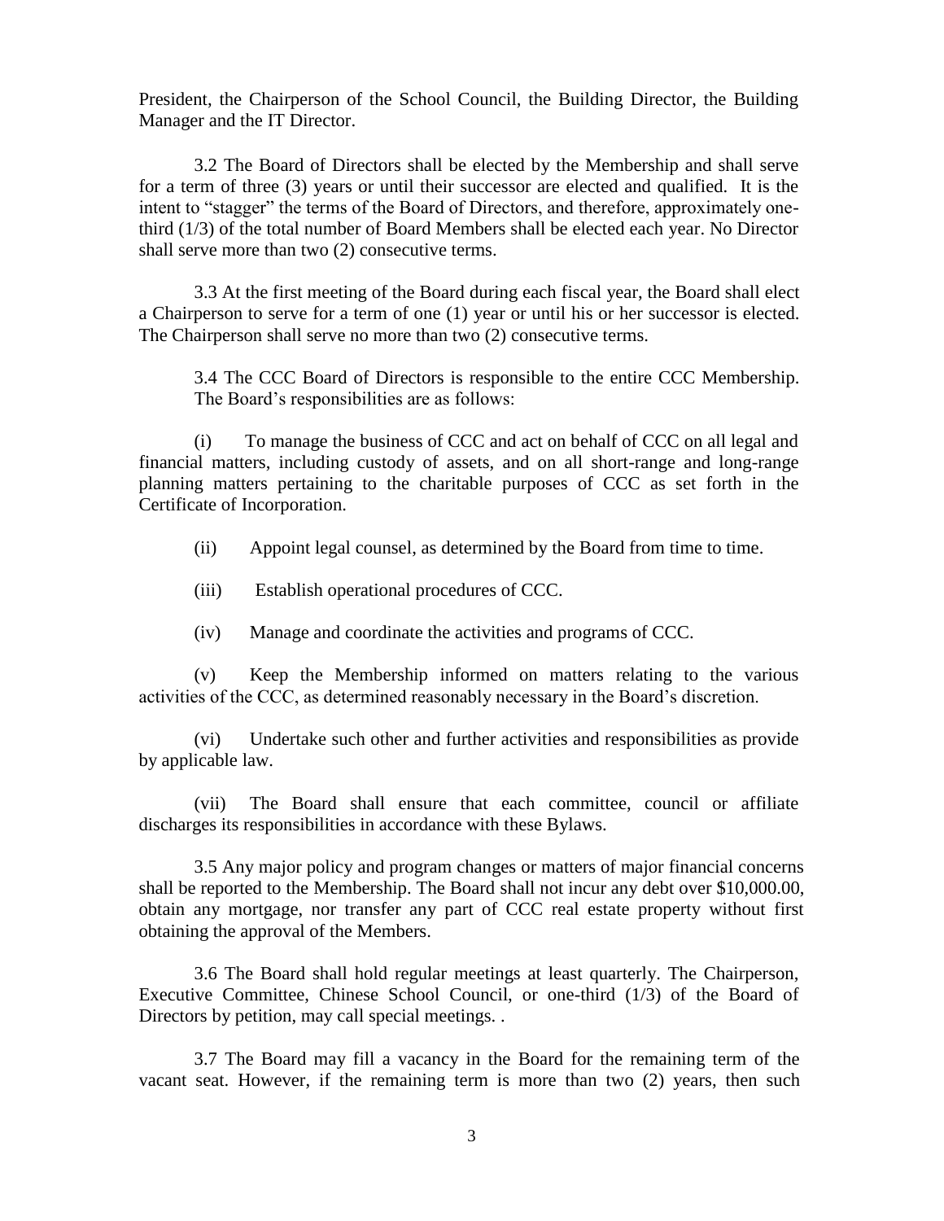President, the Chairperson of the School Council, the Building Director, the Building Manager and the IT Director.

3.2 The Board of Directors shall be elected by the Membership and shall serve for a term of three (3) years or until their successor are elected and qualified. It is the intent to "stagger" the terms of the Board of Directors, and therefore, approximately one-third (1/3) of the total number of Board Members shall be elected each year. No Director shall serve more than two (2) consecutive terms.

3.3 At the first meeting of the Board during each fiscal year, the Board shall elect a Chairperson to serve for a term of one (1) year or until his or her successor is elected. The Chairperson shall serve no more than two (2) consecutive terms.

3.4 The CCC Board of Directors is responsible to the entire CCC Membership. The Board's responsibilities are as follows:

(i) To manage the business of CCC and act on behalf of CCC on all legal and financial matters, including custody of assets, and on all short-range and long-range planning matters pertaining to the charitable purposes of CCC as set forth in the Certificate of Incorporation.

(ii) Appoint legal counsel, as determined by the Board from time to time.

(iii) Establish operational procedures of CCC.

(iv) Manage and coordinate the activities and programs of CCC.

(v) Keep the Membership informed on matters relating to the various activities of the CCC, as determined reasonably necessary in the Board's discretion.

(vi) Undertake such other and further activities and responsibilities as provide by applicable law.

(vii) The Board shall ensure that each committee, council or affiliate discharges its responsibilities in accordance with these Bylaws.

3.5 Any major policy and program changes or matters of major financial concerns shall be reported to the Membership. The Board shall not incur any debt over $10,000.00, obtain any mortgage, nor transfer any part of CCC real estate property without first obtaining the approval of the Members.

3.6 The Board shall hold regular meetings at least quarterly. The Chairperson, Executive Committee, Chinese School Council, or one-third (1/3) of the Board of Directors by petition, may call special meetings. .

3.7 The Board may fill a vacancy in the Board for the remaining term of the vacant seat. However, if the remaining term is more than two (2) years, then such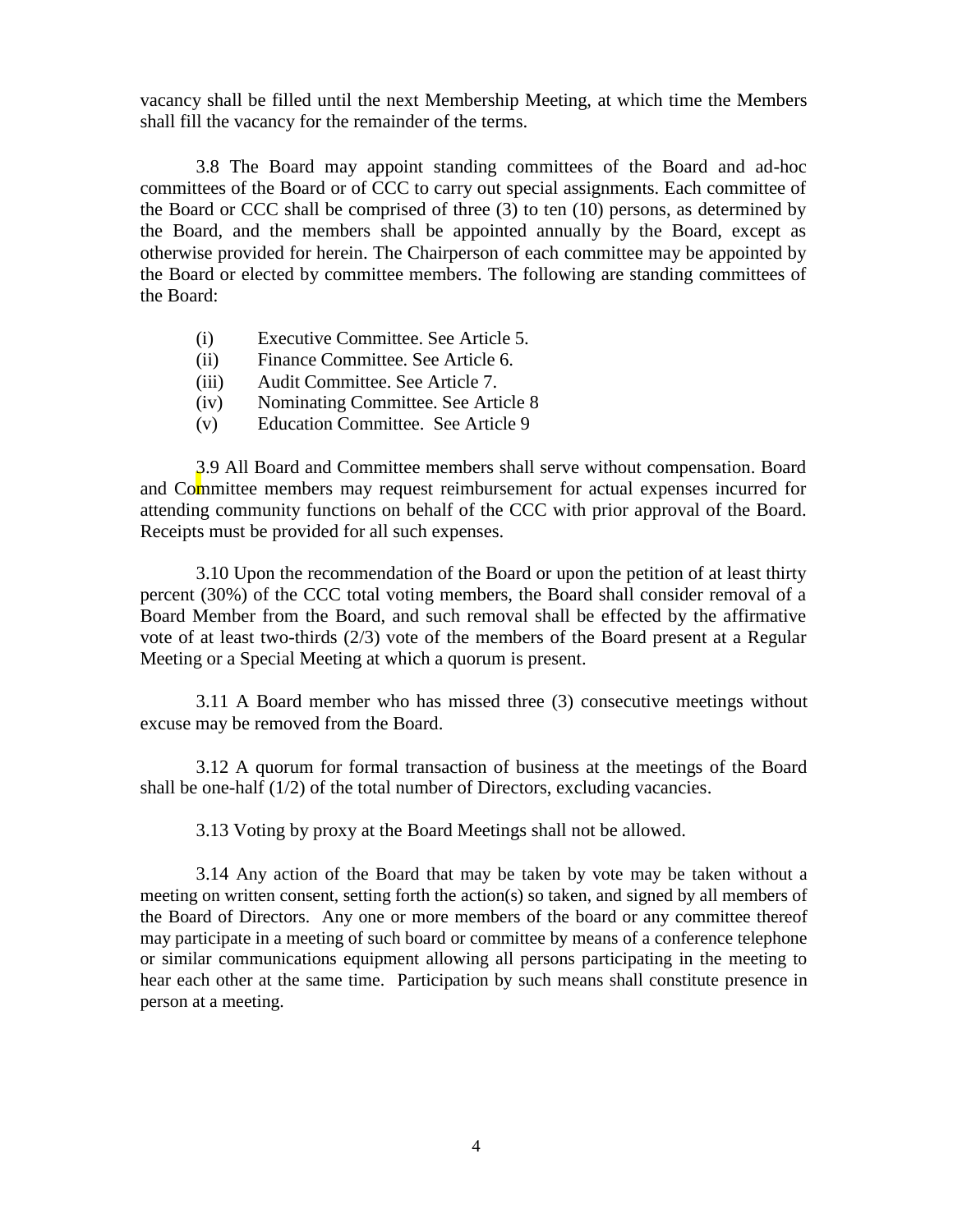vacancy shall be filled until the next Membership Meeting, at which time the Members shall fill the vacancy for the remainder of the terms.

3.8 The Board may appoint standing committees of the Board and ad-hoc committees of the Board or of CCC to carry out special assignments. Each committee of the Board or CCC shall be comprised of three (3) to ten (10) persons, as determined by the Board, and the members shall be appointed annually by the Board, except as otherwise provided for herein. The Chairperson of each committee may be appointed by the Board or elected by committee members. The following are standing committees of the Board:

- (i) Executive Committee. See Article 5.
- (ii) Finance Committee. See Article 6.
- (iii) Audit Committee. See Article 7.
- (iv) Nominating Committee. See Article 8
- (v) Education Committee. See Article 9

3.9 All Board and Committee members shall serve without compensation. Board and Committee members may request reimbursement for actual expenses incurred for attending community functions on behalf of the CCC with prior approval of the Board. Receipts must be provided for all such expenses.

3.10 Upon the recommendation of the Board or upon the petition of at least thirty percent (30%) of the CCC total voting members, the Board shall consider removal of a Board Member from the Board, and such removal shall be effected by the affirmative vote of at least two-thirds (2/3) vote of the members of the Board present at a Regular Meeting or a Special Meeting at which a quorum is present.

3.11 A Board member who has missed three (3) consecutive meetings without excuse may be removed from the Board.

3.12 A quorum for formal transaction of business at the meetings of the Board shall be one-half (1/2) of the total number of Directors, excluding vacancies.

3.13 Voting by proxy at the Board Meetings shall not be allowed.

3.14 Any action of the Board that may be taken by vote may be taken without a meeting on written consent, setting forth the action(s) so taken, and signed by all members of the Board of Directors. Any one or more members of the board or any committee thereof may participate in a meeting of such board or committee by means of a conference telephone or similar communications equipment allowing all persons participating in the meeting to hear each other at the same time. Participation by such means shall constitute presence in person at a meeting.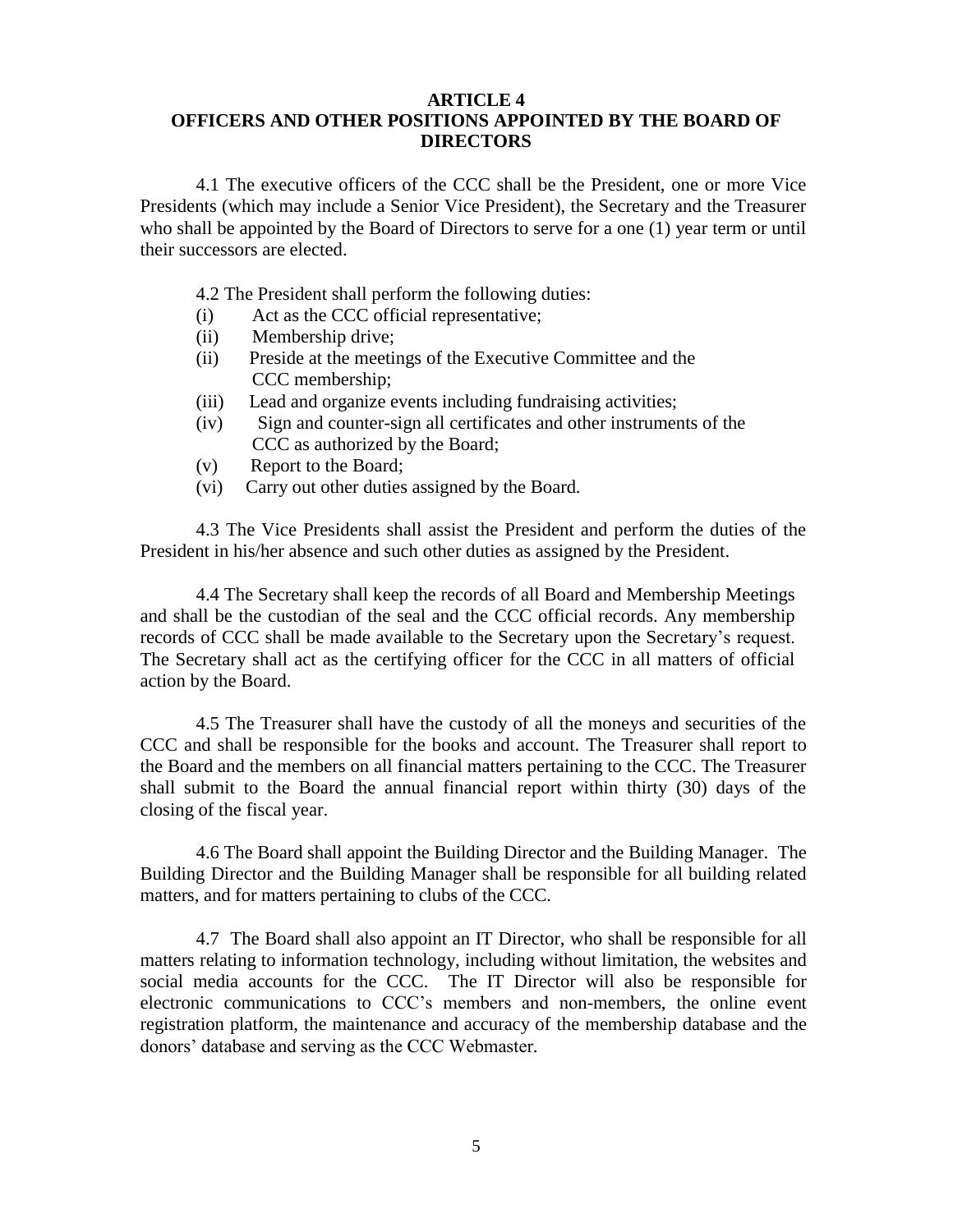## ARTICLE 4
## OFFICERS AND OTHER POSITIONS APPOINTED BY THE BOARD OF DIRECTORS

4.1 The executive officers of the CCC shall be the President, one or more Vice Presidents (which may include a Senior Vice President), the Secretary and the Treasurer who shall be appointed by the Board of Directors to serve for a one (1) year term or until their successors are elected.

4.2 The President shall perform the following duties:

(i) Act as the CCC official representative;
(ii) Membership drive;
(ii) Preside at the meetings of the Executive Committee and the CCC membership;
(iii) Lead and organize events including fundraising activities;
(iv) Sign and counter-sign all certificates and other instruments of the CCC as authorized by the Board;
(v) Report to the Board;
(vi) Carry out other duties assigned by the Board.

4.3 The Vice Presidents shall assist the President and perform the duties of the President in his/her absence and such other duties as assigned by the President.

4.4 The Secretary shall keep the records of all Board and Membership Meetings and shall be the custodian of the seal and the CCC official records. Any membership records of CCC shall be made available to the Secretary upon the Secretary's request. The Secretary shall act as the certifying officer for the CCC in all matters of official action by the Board.

4.5 The Treasurer shall have the custody of all the moneys and securities of the CCC and shall be responsible for the books and account. The Treasurer shall report to the Board and the members on all financial matters pertaining to the CCC. The Treasurer shall submit to the Board the annual financial report within thirty (30) days of the closing of the fiscal year.

4.6 The Board shall appoint the Building Director and the Building Manager. The Building Director and the Building Manager shall be responsible for all building related matters, and for matters pertaining to clubs of the CCC.

4.7 The Board shall also appoint an IT Director, who shall be responsible for all matters relating to information technology, including without limitation, the websites and social media accounts for the CCC. The IT Director will also be responsible for electronic communications to CCC's members and non-members, the online event registration platform, the maintenance and accuracy of the membership database and the donors' database and serving as the CCC Webmaster.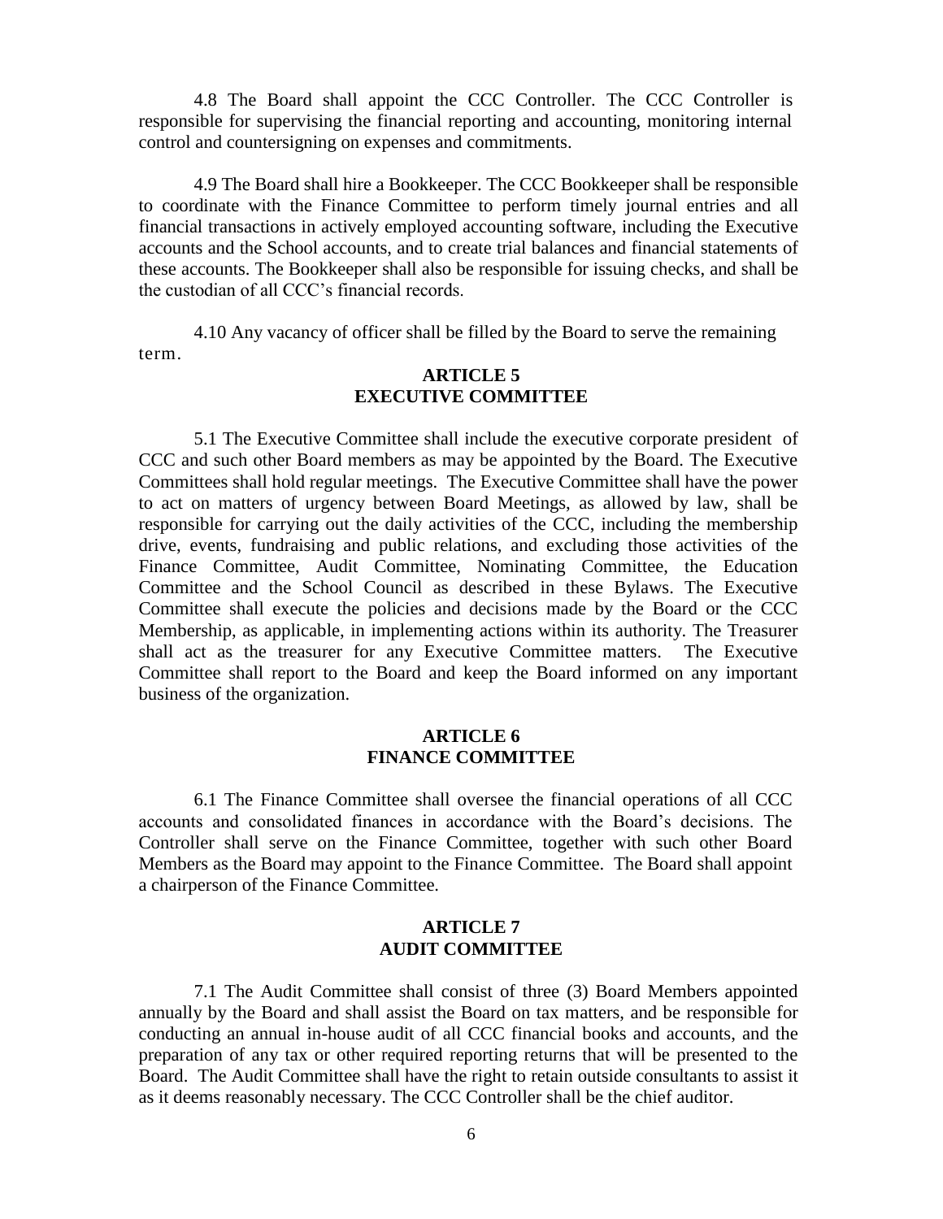4.8 The Board shall appoint the CCC Controller. The CCC Controller is responsible for supervising the financial reporting and accounting, monitoring internal control and countersigning on expenses and commitments.

4.9 The Board shall hire a Bookkeeper. The CCC Bookkeeper shall be responsible to coordinate with the Finance Committee to perform timely journal entries and all financial transactions in actively employed accounting software, including the Executive accounts and the School accounts, and to create trial balances and financial statements of these accounts. The Bookkeeper shall also be responsible for issuing checks, and shall be the custodian of all CCC's financial records.

4.10 Any vacancy of officer shall be filled by the Board to serve the remaining term.

## ARTICLE 5
## EXECUTIVE COMMITTEE

5.1 The Executive Committee shall include the executive corporate president of CCC and such other Board members as may be appointed by the Board. The Executive Committees shall hold regular meetings. The Executive Committee shall have the power to act on matters of urgency between Board Meetings, as allowed by law, shall be responsible for carrying out the daily activities of the CCC, including the membership drive, events, fundraising and public relations, and excluding those activities of the Finance Committee, Audit Committee, Nominating Committee, the Education Committee and the School Council as described in these Bylaws. The Executive Committee shall execute the policies and decisions made by the Board or the CCC Membership, as applicable, in implementing actions within its authority. The Treasurer shall act as the treasurer for any Executive Committee matters. The Executive Committee shall report to the Board and keep the Board informed on any important business of the organization.

## ARTICLE 6
## FINANCE COMMITTEE

6.1 The Finance Committee shall oversee the financial operations of all CCC accounts and consolidated finances in accordance with the Board's decisions. The Controller shall serve on the Finance Committee, together with such other Board Members as the Board may appoint to the Finance Committee. The Board shall appoint a chairperson of the Finance Committee.

## ARTICLE 7
## AUDIT COMMITTEE

7.1 The Audit Committee shall consist of three (3) Board Members appointed annually by the Board and shall assist the Board on tax matters, and be responsible for conducting an annual in-house audit of all CCC financial books and accounts, and the preparation of any tax or other required reporting returns that will be presented to the Board. The Audit Committee shall have the right to retain outside consultants to assist it as it deems reasonably necessary. The CCC Controller shall be the chief auditor.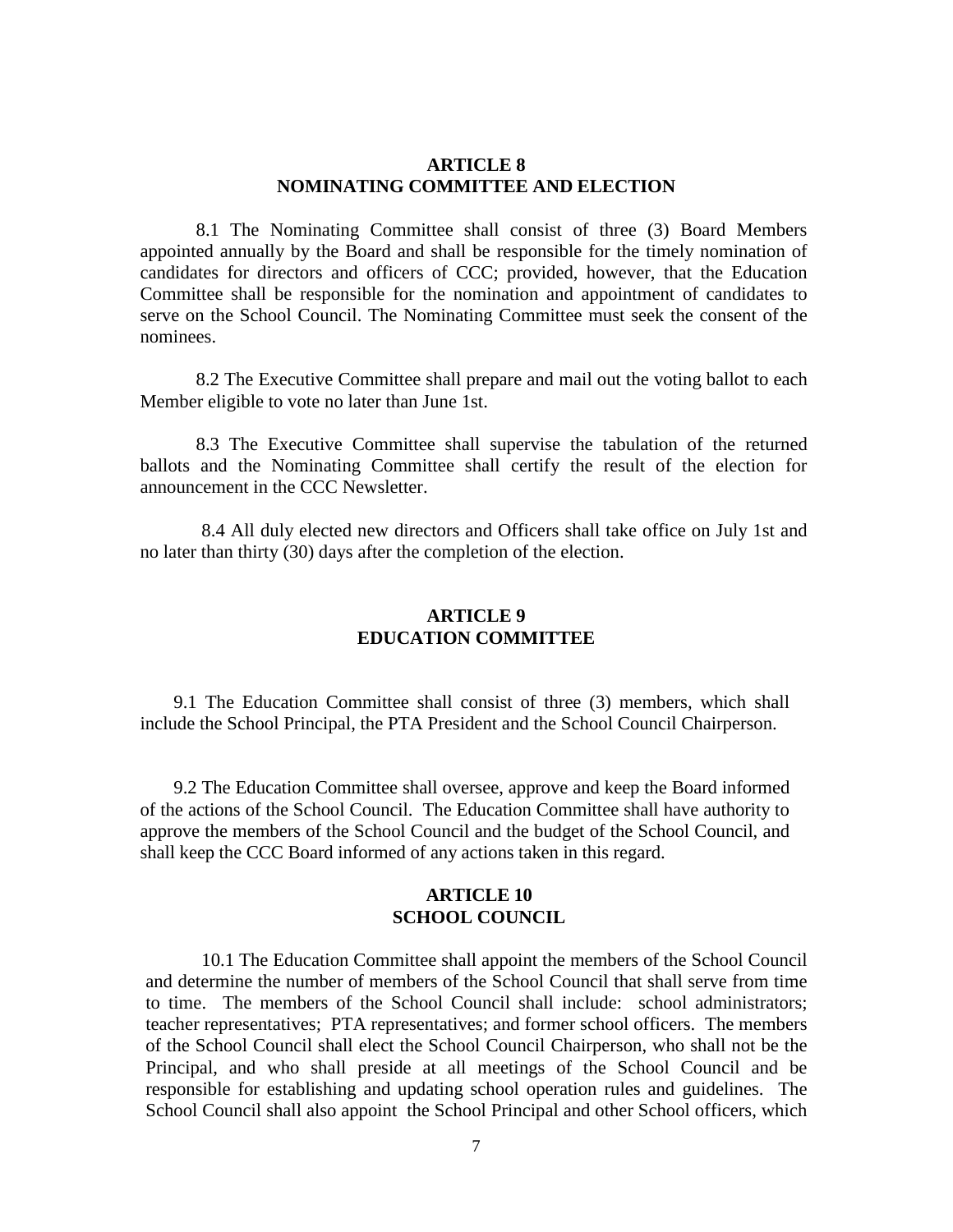## ARTICLE 8
## NOMINATING COMMITTEE AND ELECTION

8.1 The Nominating Committee shall consist of three (3) Board Members appointed annually by the Board and shall be responsible for the timely nomination of candidates for directors and officers of CCC; provided, however, that the Education Committee shall be responsible for the nomination and appointment of candidates to serve on the School Council. The Nominating Committee must seek the consent of the nominees.

8.2 The Executive Committee shall prepare and mail out the voting ballot to each Member eligible to vote no later than June 1st.

8.3 The Executive Committee shall supervise the tabulation of the returned ballots and the Nominating Committee shall certify the result of the election for announcement in the CCC Newsletter.

8.4 All duly elected new directors and Officers shall take office on July 1st and no later than thirty (30) days after the completion of the election.

## ARTICLE 9
## EDUCATION COMMITTEE

9.1 The Education Committee shall consist of three (3) members, which shall include the School Principal, the PTA President and the School Council Chairperson.

9.2 The Education Committee shall oversee, approve and keep the Board informed of the actions of the School Council. The Education Committee shall have authority to approve the members of the School Council and the budget of the School Council, and shall keep the CCC Board informed of any actions taken in this regard.

## ARTICLE 10
## SCHOOL COUNCIL

10.1 The Education Committee shall appoint the members of the School Council and determine the number of members of the School Council that shall serve from time to time. The members of the School Council shall include: school administrators; teacher representatives; PTA representatives; and former school officers. The members of the School Council shall elect the School Council Chairperson, who shall not be the Principal, and who shall preside at all meetings of the School Council and be responsible for establishing and updating school operation rules and guidelines. The School Council shall also appoint the School Principal and other School officers, which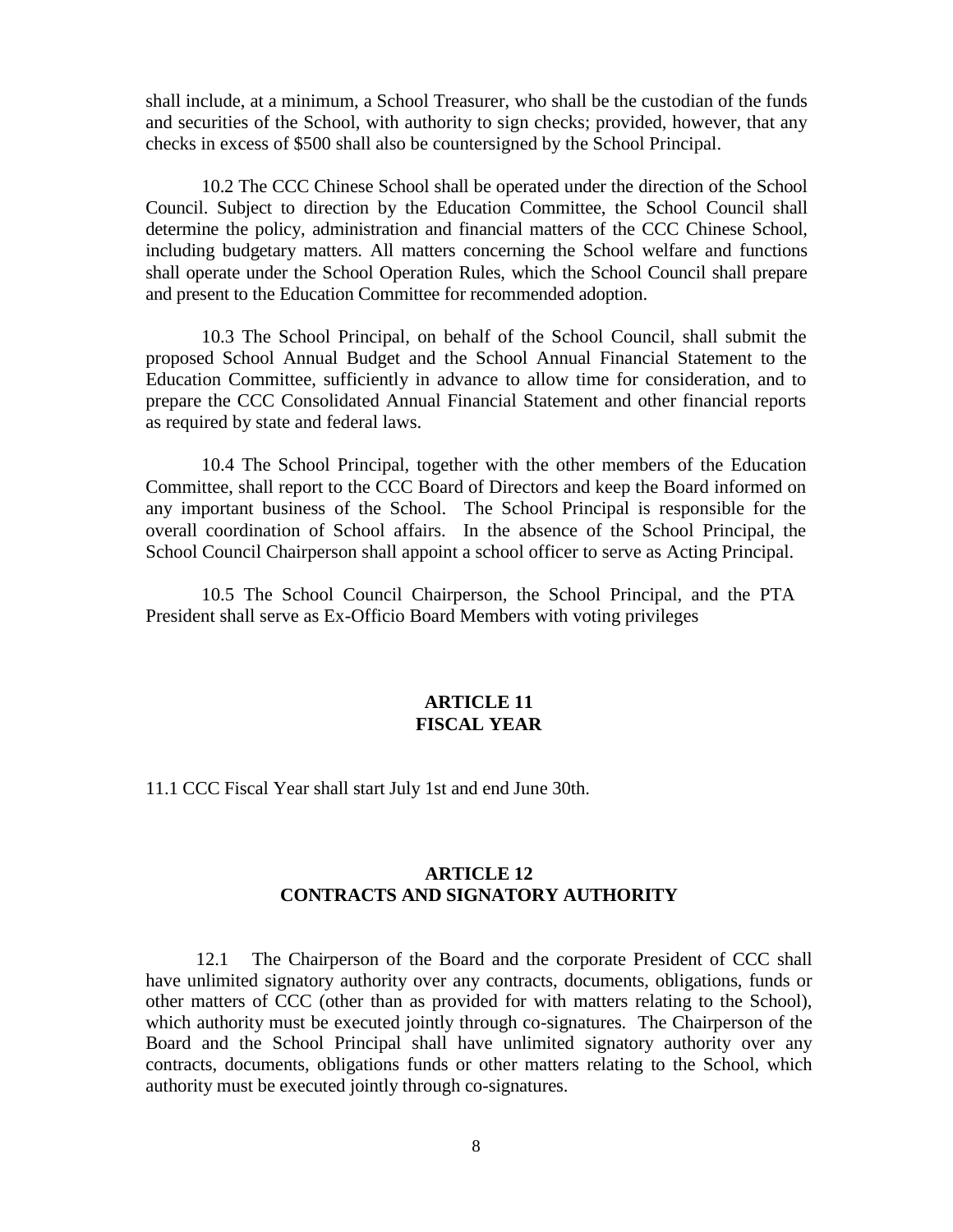shall include, at a minimum, a School Treasurer, who shall be the custodian of the funds and securities of the School, with authority to sign checks; provided, however, that any checks in excess of $500 shall also be countersigned by the School Principal.

10.2 The CCC Chinese School shall be operated under the direction of the School Council. Subject to direction by the Education Committee, the School Council shall determine the policy, administration and financial matters of the CCC Chinese School, including budgetary matters. All matters concerning the School welfare and functions shall operate under the School Operation Rules, which the School Council shall prepare and present to the Education Committee for recommended adoption.

10.3 The School Principal, on behalf of the School Council, shall submit the proposed School Annual Budget and the School Annual Financial Statement to the Education Committee, sufficiently in advance to allow time for consideration, and to prepare the CCC Consolidated Annual Financial Statement and other financial reports as required by state and federal laws.

10.4 The School Principal, together with the other members of the Education Committee, shall report to the CCC Board of Directors and keep the Board informed on any important business of the School. The School Principal is responsible for the overall coordination of School affairs. In the absence of the School Principal, the School Council Chairperson shall appoint a school officer to serve as Acting Principal.

10.5 The School Council Chairperson, the School Principal, and the PTA President shall serve as Ex-Officio Board Members with voting privileges

## ARTICLE 11
## FISCAL YEAR

11.1 CCC Fiscal Year shall start July 1st and end June 30th.

## ARTICLE 12
## CONTRACTS AND SIGNATORY AUTHORITY

12.1 The Chairperson of the Board and the corporate President of CCC shall have unlimited signatory authority over any contracts, documents, obligations, funds or other matters of CCC (other than as provided for with matters relating to the School), which authority must be executed jointly through co-signatures. The Chairperson of the Board and the School Principal shall have unlimited signatory authority over any contracts, documents, obligations funds or other matters relating to the School, which authority must be executed jointly through co-signatures.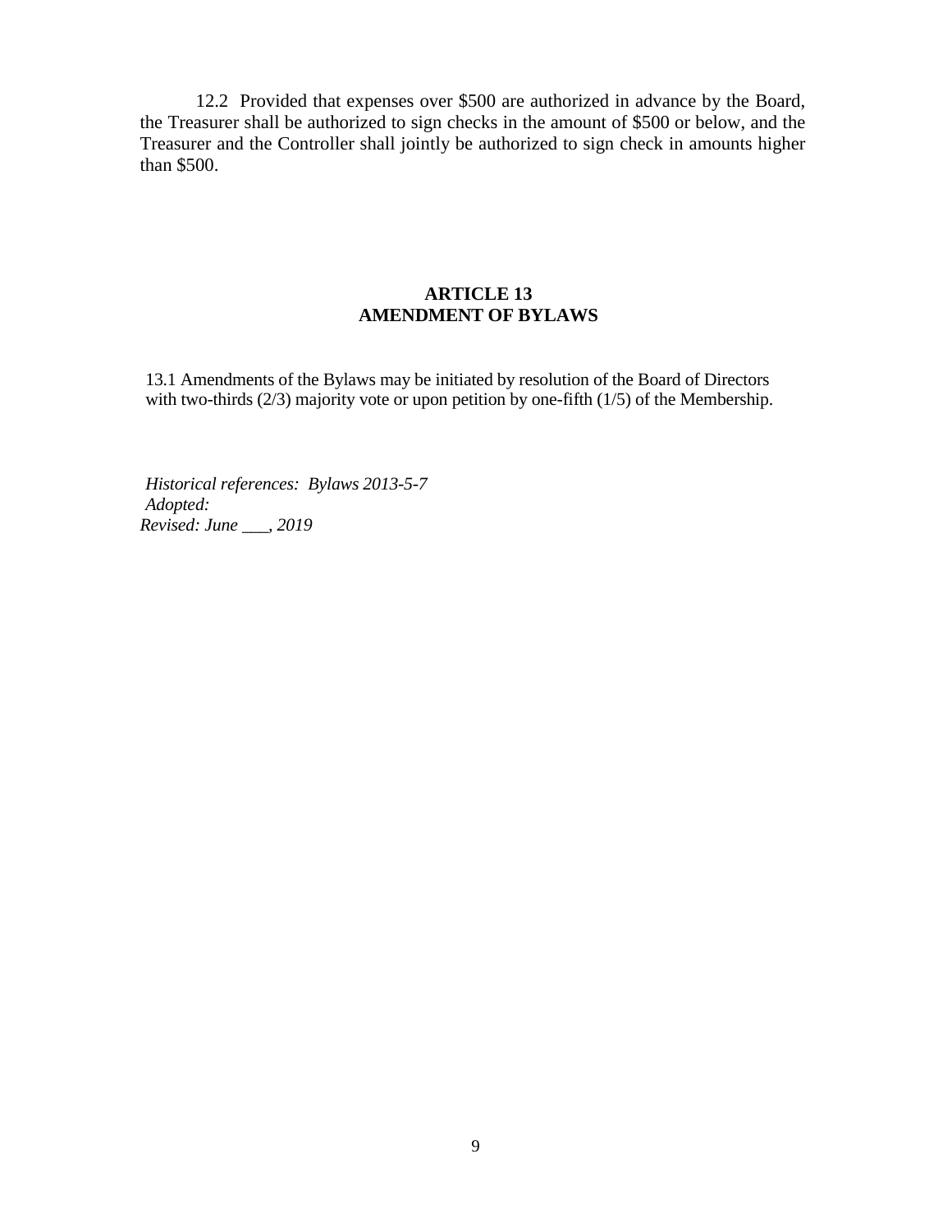12.2 Provided that expenses over $500 are authorized in advance by the Board, the Treasurer shall be authorized to sign checks in the amount of $500 or below, and the Treasurer and the Controller shall jointly be authorized to sign check in amounts higher than $500.

## ARTICLE 13
## AMENDMENT OF BYLAWS

13.1 Amendments of the Bylaws may be initiated by resolution of the Board of Directors with two-thirds (2/3) majority vote or upon petition by one-fifth (1/5) of the Membership.

*Historical references: Bylaws 2013-5-7*
*Adopted:*
*Revised: June ___, 2019*